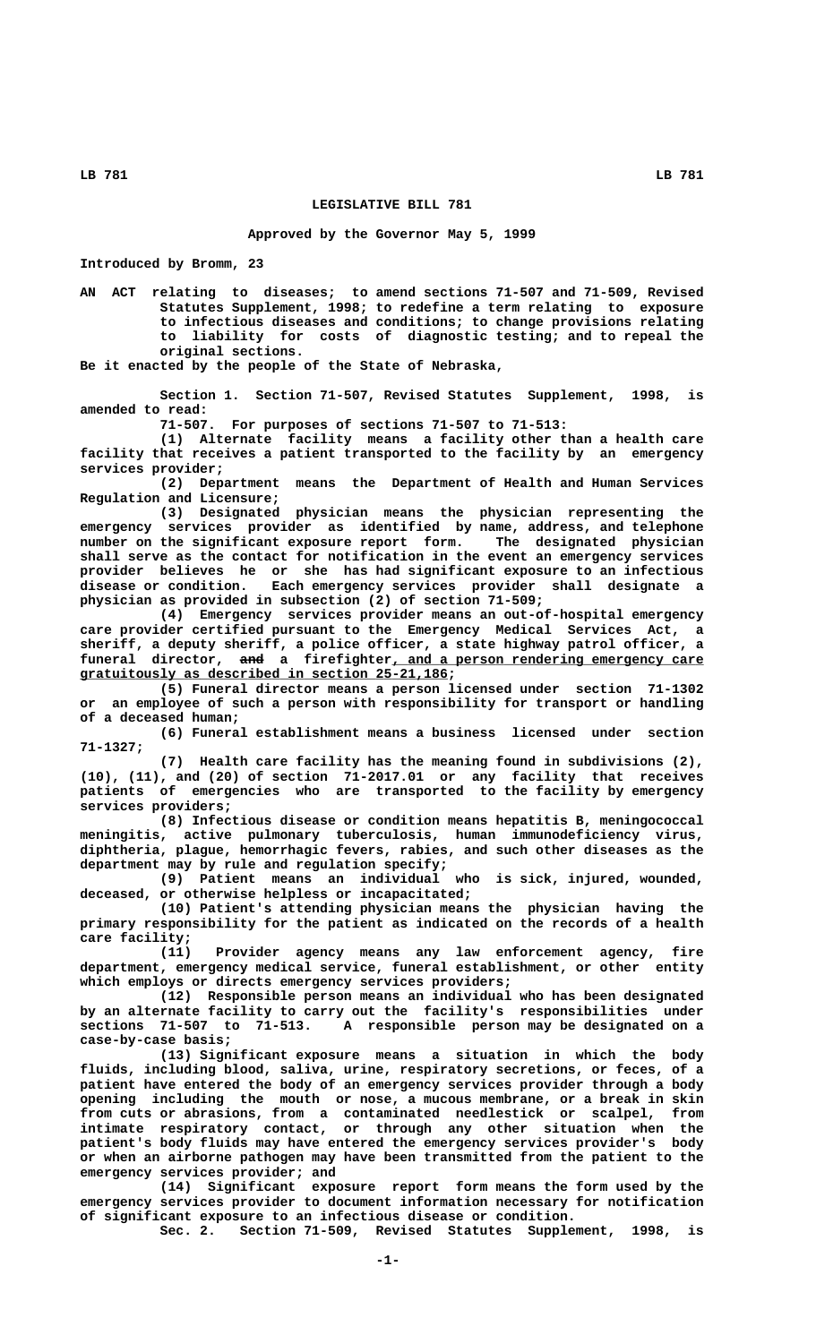# LEGISLATIVE BILL 781

Approved by the Governor May 5, 1999

Introduced by Bromm, 23

AN ACT relating to diseases; to amend sections 71-507 and 71-509, Revised Statutes Supplement, 1998; to redefine a term relating to exposure to infectious diseases and conditions; to change provisions relating to liability for costs of diagnostic testing; and to repeal the original sections.

Be it enacted by the people of the State of Nebraska,

Section 1. Section 71-507, Revised Statutes Supplement, 1998, is amended to read:

71-507. For purposes of sections 71-507 to 71-513:

(1) Alternate facility means a facility other than a health care facility that receives a patient transported to the facility by an emergency services provider;

(2) Department means the Department of Health and Human Services Regulation and Licensure;

(3) Designated physician means the physician representing the emergency services provider as identified by name, address, and telephone number on the significant exposure report form. The designated physician shall serve as the contact for notification in the event an emergency services provider believes he or she has had significant exposure to an infectious disease or condition. Each emergency services provider shall designate a physician as provided in subsection (2) of section 71-509;

(4) Emergency services provider means an out-of-hospital emergency care provider certified pursuant to the Emergency Medical Services Act, a sheriff, a deputy sheriff, a police officer, a state highway patrol officer, a funeral director, ~~and~~ a firefighter, and a person rendering emergency care gratuitously as described in section 25-21,186;

(5) Funeral director means a person licensed under section 71-1302 or an employee of such a person with responsibility for transport or handling of a deceased human;

(6) Funeral establishment means a business licensed under section 71-1327;

(7) Health care facility has the meaning found in subdivisions (2), (10), (11), and (20) of section 71-2017.01 or any facility that receives patients of emergencies who are transported to the facility by emergency services providers;

(8) Infectious disease or condition means hepatitis B, meningococcal meningitis, active pulmonary tuberculosis, human immunodeficiency virus, diphtheria, plague, hemorrhagic fevers, rabies, and such other diseases as the department may by rule and regulation specify;

(9) Patient means an individual who is sick, injured, wounded, deceased, or otherwise helpless or incapacitated;

(10) Patient's attending physician means the physician having the primary responsibility for the patient as indicated on the records of a health care facility;

(11) Provider agency means any law enforcement agency, fire department, emergency medical service, funeral establishment, or other entity which employs or directs emergency services providers;

(12) Responsible person means an individual who has been designated by an alternate facility to carry out the facility's responsibilities under sections 71-507 to 71-513. A responsible person may be designated on a case-by-case basis;

(13) Significant exposure means a situation in which the body fluids, including blood, saliva, urine, respiratory secretions, or feces, of a patient have entered the body of an emergency services provider through a body opening including the mouth or nose, a mucous membrane, or a break in skin from cuts or abrasions, from a contaminated needlestick or scalpel, from intimate respiratory contact, or through any other situation when the patient's body fluids may have entered the emergency services provider's body or when an airborne pathogen may have been transmitted from the patient to the emergency services provider; and

(14) Significant exposure report form means the form used by the emergency services provider to document information necessary for notification of significant exposure to an infectious disease or condition.

Sec. 2. Section 71-509, Revised Statutes Supplement, 1998, is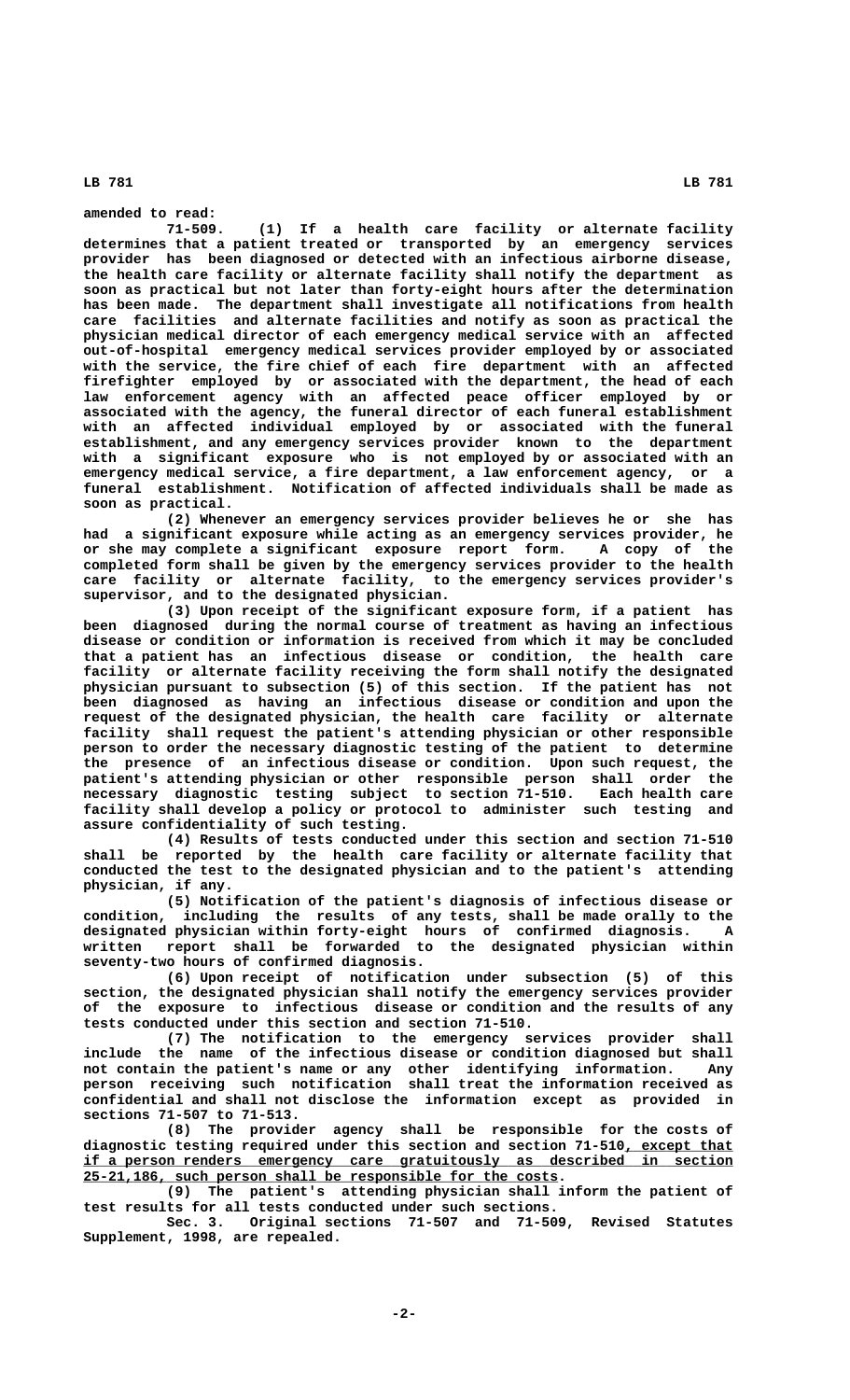amended to read:

71-509. (1) If a health care facility or alternate facility determines that a patient treated or transported by an emergency services provider has been diagnosed or detected with an infectious airborne disease, the health care facility or alternate facility shall notify the department as soon as practical but not later than forty-eight hours after the determination has been made. The department shall investigate all notifications from health care facilities and alternate facilities and notify as soon as practical the physician medical director of each emergency medical service with an affected out-of-hospital emergency medical services provider employed by or associated with the service, the fire chief of each fire department with an affected firefighter employed by or associated with the department, the head of each law enforcement agency with an affected peace officer employed by or associated with the agency, the funeral director of each funeral establishment with an affected individual employed by or associated with the funeral establishment, and any emergency services provider known to the department with a significant exposure who is not employed by or associated with an emergency medical service, a fire department, a law enforcement agency, or a funeral establishment. Notification of affected individuals shall be made as soon as practical.

(2) Whenever an emergency services provider believes he or she has had a significant exposure while acting as an emergency services provider, he or she may complete a significant exposure report form. A copy of the completed form shall be given by the emergency services provider to the health care facility or alternate facility, to the emergency services provider's supervisor, and to the designated physician.

(3) Upon receipt of the significant exposure form, if a patient has been diagnosed during the normal course of treatment as having an infectious disease or condition or information is received from which it may be concluded that a patient has an infectious disease or condition, the health care facility or alternate facility receiving the form shall notify the designated physician pursuant to subsection (5) of this section. If the patient has not been diagnosed as having an infectious disease or condition and upon the request of the designated physician, the health care facility or alternate facility shall request the patient's attending physician or other responsible person to order the necessary diagnostic testing of the patient to determine the presence of an infectious disease or condition. Upon such request, the patient's attending physician or other responsible person shall order the necessary diagnostic testing subject to section 71-510. Each health care facility shall develop a policy or protocol to administer such testing and assure confidentiality of such testing.

(4) Results of tests conducted under this section and section 71-510 shall be reported by the health care facility or alternate facility that conducted the test to the designated physician and to the patient's attending physician, if any.

(5) Notification of the patient's diagnosis of infectious disease or condition, including the results of any tests, shall be made orally to the designated physician within forty-eight hours of confirmed diagnosis. A written report shall be forwarded to the designated physician within seventy-two hours of confirmed diagnosis.

(6) Upon receipt of notification under subsection (5) of this section, the designated physician shall notify the emergency services provider of the exposure to infectious disease or condition and the results of any tests conducted under this section and section 71-510.

(7) The notification to the emergency services provider shall include the name of the infectious disease or condition diagnosed but shall not contain the patient's name or any other identifying information. Any person receiving such notification shall treat the information received as confidential and shall not disclose the information except as provided in sections 71-507 to 71-513.

(8) The provider agency shall be responsible for the costs of diagnostic testing required under this section and section 71-510, except that if a person renders emergency care gratuitously as described in section 25-21,186, such person shall be responsible for the costs.

(9) The patient's attending physician shall inform the patient of test results for all tests conducted under such sections.

Sec. 3. Original sections 71-507 and 71-509, Revised Statutes Supplement, 1998, are repealed.